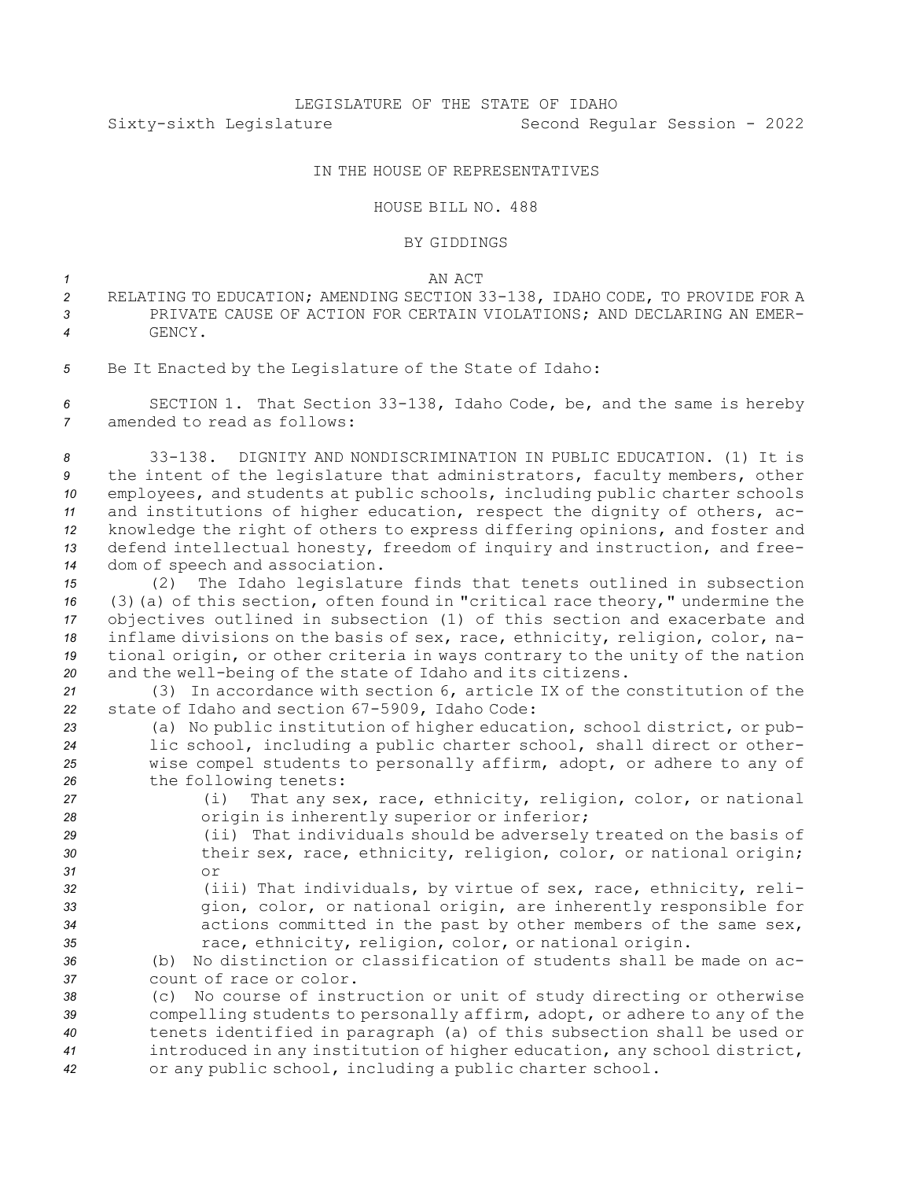LEGISLATURE OF THE STATE OF IDAHO

Sixty-sixth Legislature Second Regular Session - 2022

IN THE HOUSE OF REPRESENTATIVES

HOUSE BILL NO. 488

BY GIDDINGS

AN ACT

RELATING TO EDUCATION; AMENDING SECTION 33-138, IDAHO CODE, TO PROVIDE FOR A PRIVATE CAUSE OF ACTION FOR CERTAIN VIOLATIONS; AND DECLARING AN EMERGENCY.

Be It Enacted by the Legislature of the State of Idaho:

SECTION 1. That Section 33-138, Idaho Code, be, and the same is hereby amended to read as follows:

33-138. DIGNITY AND NONDISCRIMINATION IN PUBLIC EDUCATION. (1) It is the intent of the legislature that administrators, faculty members, other employees, and students at public schools, including public charter schools and institutions of higher education, respect the dignity of others, acknowledge the right of others to express differing opinions, and foster and defend intellectual honesty, freedom of inquiry and instruction, and freedom of speech and association.

(2) The Idaho legislature finds that tenets outlined in subsection (3)(a) of this section, often found in "critical race theory," undermine the objectives outlined in subsection (1) of this section and exacerbate and inflame divisions on the basis of sex, race, ethnicity, religion, color, national origin, or other criteria in ways contrary to the unity of the nation and the well-being of the state of Idaho and its citizens.

(3) In accordance with section 6, article IX of the constitution of the state of Idaho and section 67-5909, Idaho Code:

(a) No public institution of higher education, school district, or public school, including a public charter school, shall direct or otherwise compel students to personally affirm, adopt, or adhere to any of the following tenets:

(i) That any sex, race, ethnicity, religion, color, or national origin is inherently superior or inferior;

(ii) That individuals should be adversely treated on the basis of their sex, race, ethnicity, religion, color, or national origin; or

(iii) That individuals, by virtue of sex, race, ethnicity, religion, color, or national origin, are inherently responsible for actions committed in the past by other members of the same sex, race, ethnicity, religion, color, or national origin.

(b) No distinction or classification of students shall be made on account of race or color.

(c) No course of instruction or unit of study directing or otherwise compelling students to personally affirm, adopt, or adhere to any of the tenets identified in paragraph (a) of this subsection shall be used or introduced in any institution of higher education, any school district, or any public school, including a public charter school.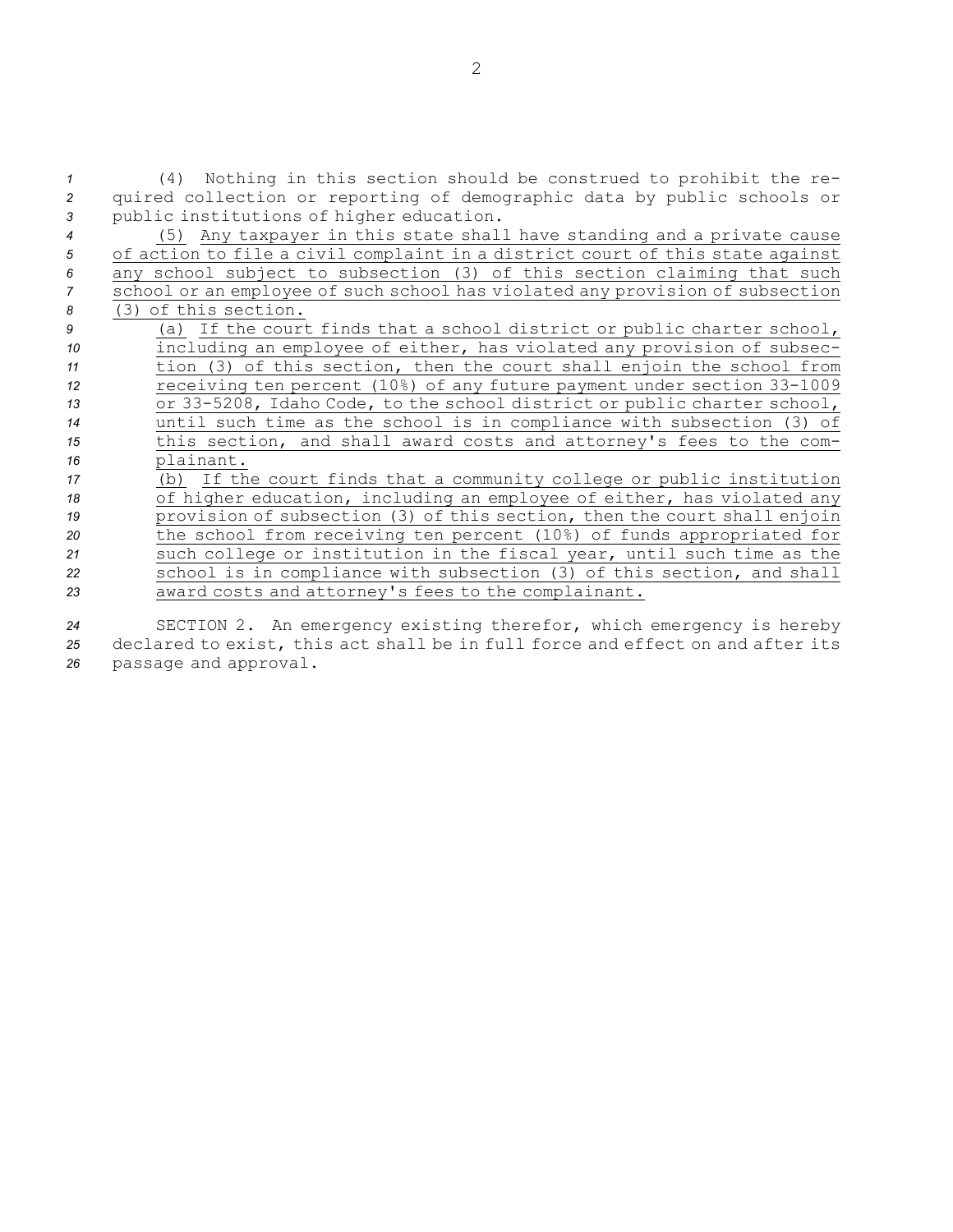(4) Nothing in this section should be construed to prohibit the required collection or reporting of demographic data by public schools or public institutions of higher education.

(5) Any taxpayer in this state shall have standing and a private cause of action to file a civil complaint in a district court of this state against any school subject to subsection (3) of this section claiming that such school or an employee of such school has violated any provision of subsection (3) of this section.

(a) If the court finds that a school district or public charter school, including an employee of either, has violated any provision of subsection (3) of this section, then the court shall enjoin the school from receiving ten percent (10%) of any future payment under section 33-1009 or 33-5208, Idaho Code, to the school district or public charter school, until such time as the school is in compliance with subsection (3) of this section, and shall award costs and attorney's fees to the complainant.

(b) If the court finds that a community college or public institution of higher education, including an employee of either, has violated any provision of subsection (3) of this section, then the court shall enjoin the school from receiving ten percent (10%) of funds appropriated for such college or institution in the fiscal year, until such time as the school is in compliance with subsection (3) of this section, and shall award costs and attorney's fees to the complainant.

SECTION 2. An emergency existing therefor, which emergency is hereby declared to exist, this act shall be in full force and effect on and after its passage and approval.